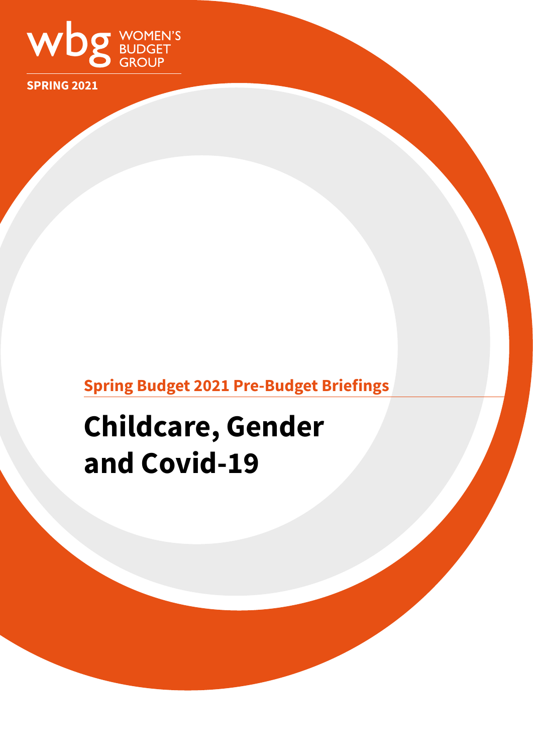wbg WOMEN'S BUDGET GROUP

**SPRING 2021**

**Spring Budget 2021 Pre-Budget Briefings**

# Childcare, Gender and Covid-19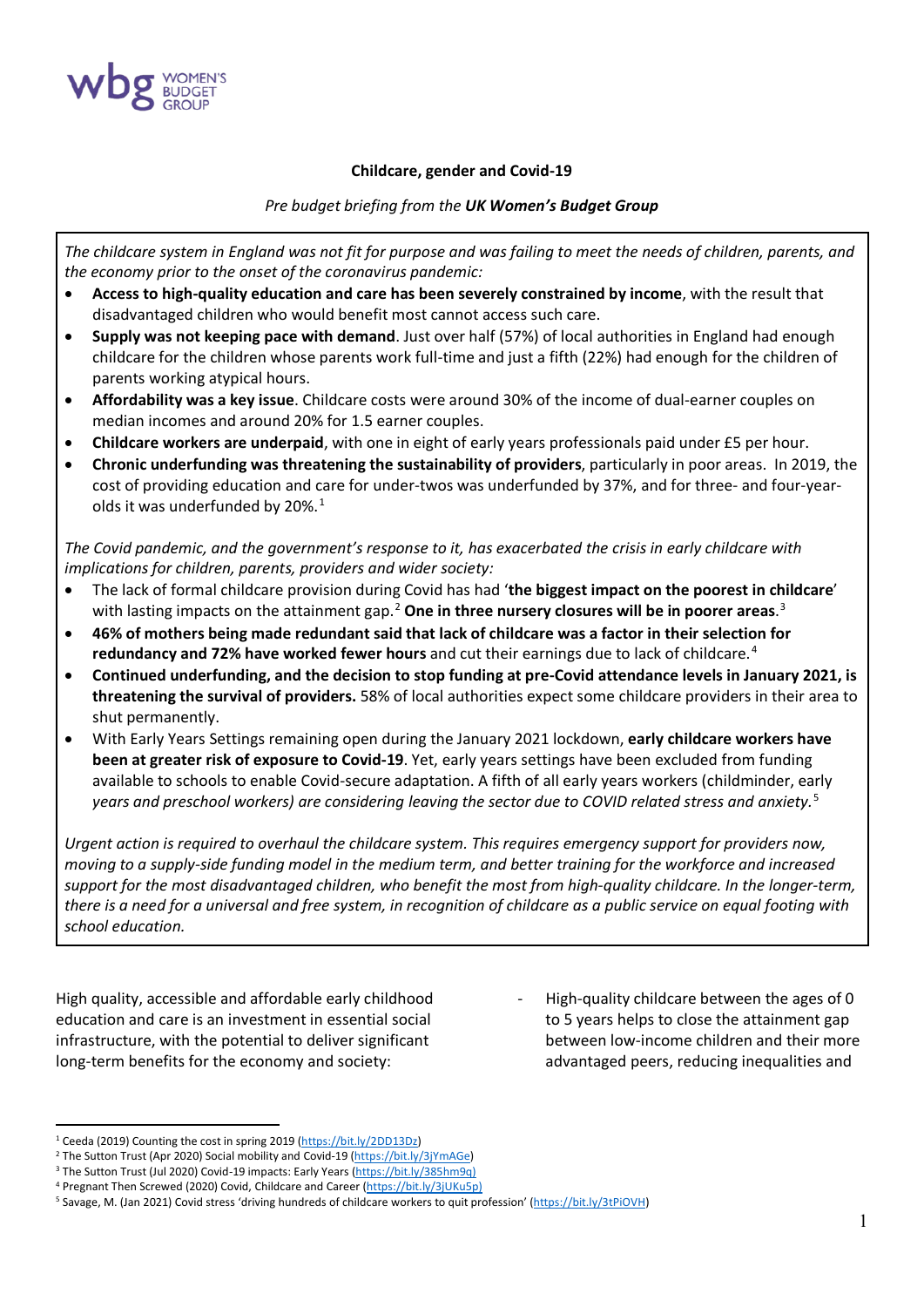**Childcare, gender and Covid-19**

*Pre budget briefing from the **UK Women's Budget Group***

*The childcare system in England was not fit for purpose and was failing to meet the needs of children, parents, and the economy prior to the onset of the coronavirus pandemic:*

- **Access to high-quality education and care has been severely constrained by income**, with the result that disadvantaged children who would benefit most cannot access such care.
- **Supply was not keeping pace with demand**. Just over half (57%) of local authorities in England had enough childcare for the children whose parents work full-time and just a fifth (22%) had enough for the children of parents working atypical hours.
- **Affordability was a key issue**. Childcare costs were around 30% of the income of dual-earner couples on median incomes and around 20% for 1.5 earner couples.
- **Childcare workers are underpaid**, with one in eight of early years professionals paid under £5 per hour.
- **Chronic underfunding was threatening the sustainability of providers**, particularly in poor areas. In 2019, the cost of providing education and care for under-twos was underfunded by 37%, and for three- and four-year-olds it was underfunded by 20%.[1]

*The Covid pandemic, and the government's response to it, has exacerbated the crisis in early childcare with implications for children, parents, providers and wider society:*

- The lack of formal childcare provision during Covid has had '**the biggest impact on the poorest in childcare**' with lasting impacts on the attainment gap.[2] **One in three nursery closures will be in poorer areas**.[3]
- **46% of mothers being made redundant said that lack of childcare was a factor in their selection for redundancy and 72% have worked fewer hours** and cut their earnings due to lack of childcare.[4]
- **Continued underfunding, and the decision to stop funding at pre-Covid attendance levels in January 2021, is threatening the survival of providers.** 58% of local authorities expect some childcare providers in their area to shut permanently.
- With Early Years Settings remaining open during the January 2021 lockdown, **early childcare workers have been at greater risk of exposure to Covid-19**. Yet, early years settings have been excluded from funding available to schools to enable Covid-secure adaptation. A fifth of all early years workers (childminder, early *years and preschool workers) are considering leaving the sector due to COVID related stress and anxiety.*[5]

*Urgent action is required to overhaul the childcare system. This requires emergency support for providers now, moving to a supply-side funding model in the medium term, and better training for the workforce and increased support for the most disadvantaged children, who benefit the most from high-quality childcare. In the longer-term, there is a need for a universal and free system, in recognition of childcare as a public service on equal footing with school education.*

High quality, accessible and affordable early childhood education and care is an investment in essential social infrastructure, with the potential to deliver significant long-term benefits for the economy and society:

- High-quality childcare between the ages of 0 to 5 years helps to close the attainment gap between low-income children and their more advantaged peers, reducing inequalities and

---

[1] Ceeda (2019) Counting the cost in spring 2019 (https://bit.ly/2DD13Dz)

[2] The Sutton Trust (Apr 2020) Social mobility and Covid-19 (https://bit.ly/3jYmAGe)

[3] The Sutton Trust (Jul 2020) Covid-19 impacts: Early Years (https://bit.ly/385hm9q)

[4] Pregnant Then Screwed (2020) Covid, Childcare and Career (https://bit.ly/3jUKu5p)

[5] Savage, M. (Jan 2021) Covid stress 'driving hundreds of childcare workers to quit profession' (https://bit.ly/3tPiOVH)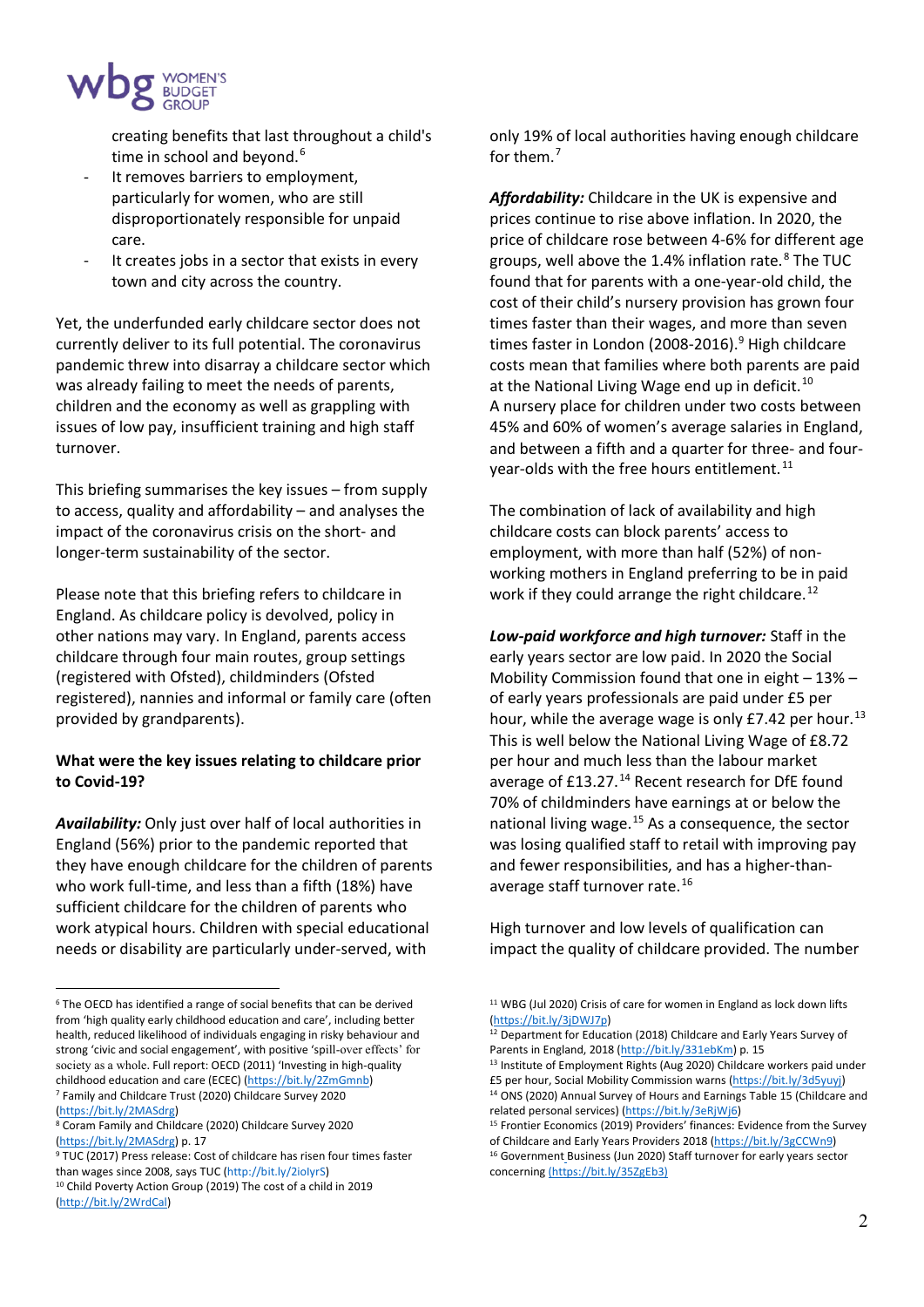creating benefits that last throughout a child's time in school and beyond.[6]

- It removes barriers to employment, particularly for women, who are still disproportionately responsible for unpaid care.
- It creates jobs in a sector that exists in every town and city across the country.

Yet, the underfunded early childcare sector does not currently deliver to its full potential. The coronavirus pandemic threw into disarray a childcare sector which was already failing to meet the needs of parents, children and the economy as well as grappling with issues of low pay, insufficient training and high staff turnover.

This briefing summarises the key issues – from supply to access, quality and affordability – and analyses the impact of the coronavirus crisis on the short- and longer-term sustainability of the sector.

Please note that this briefing refers to childcare in England. As childcare policy is devolved, policy in other nations may vary. In England, parents access childcare through four main routes, group settings (registered with Ofsted), childminders (Ofsted registered), nannies and informal or family care (often provided by grandparents).

**What were the key issues relating to childcare prior to Covid-19?**

***Availability:*** Only just over half of local authorities in England (56%) prior to the pandemic reported that they have enough childcare for the children of parents who work full-time, and less than a fifth (18%) have sufficient childcare for the children of parents who work atypical hours. Children with special educational needs or disability are particularly under-served, with only 19% of local authorities having enough childcare for them.[7]

***Affordability:*** Childcare in the UK is expensive and prices continue to rise above inflation. In 2020, the price of childcare rose between 4-6% for different age groups, well above the 1.4% inflation rate.[8] The TUC found that for parents with a one-year-old child, the cost of their child's nursery provision has grown four times faster than their wages, and more than seven times faster in London (2008-2016).[9] High childcare costs mean that families where both parents are paid at the National Living Wage end up in deficit.[10] A nursery place for children under two costs between 45% and 60% of women's average salaries in England, and between a fifth and a quarter for three- and four-year-olds with the free hours entitlement.[11]

The combination of lack of availability and high childcare costs can block parents' access to employment, with more than half (52%) of non-working mothers in England preferring to be in paid work if they could arrange the right childcare.[12]

***Low-paid workforce and high turnover:*** Staff in the early years sector are low paid. In 2020 the Social Mobility Commission found that one in eight – 13% – of early years professionals are paid under £5 per hour, while the average wage is only £7.42 per hour.[13] This is well below the National Living Wage of £8.72 per hour and much less than the labour market average of £13.27.[14] Recent research for DfE found 70% of childminders have earnings at or below the national living wage.[15] As a consequence, the sector was losing qualified staff to retail with improving pay and fewer responsibilities, and has a higher-than-average staff turnover rate.[16]

High turnover and low levels of qualification can impact the quality of childcare provided. The number

---

[6] The OECD has identified a range of social benefits that can be derived from 'high quality early childhood education and care', including better health, reduced likelihood of individuals engaging in risky behaviour and strong 'civic and social engagement', with positive 'spill-over effects' for society as a whole. Full report: OECD (2011) 'Investing in high-quality childhood education and care (ECEC) (https://bit.ly/2ZmGmnb)

[7] Family and Childcare Trust (2020) Childcare Survey 2020 (https://bit.ly/2MASdrg)

[8] Coram Family and Childcare (2020) Childcare Survey 2020 (https://bit.ly/2MASdrg) p. 17

[9] TUC (2017) Press release: Cost of childcare has risen four times faster than wages since 2008, says TUC (http://bit.ly/2ioIyrS)

[10] Child Poverty Action Group (2019) The cost of a child in 2019 (http://bit.ly/2WrdCal)

[11] WBG (Jul 2020) Crisis of care for women in England as lock down lifts (https://bit.ly/3jDWJ7p)

[12] Department for Education (2018) Childcare and Early Years Survey of Parents in England, 2018 (http://bit.ly/331ebKm) p. 15

[13] Institute of Employment Rights (Aug 2020) Childcare workers paid under £5 per hour, Social Mobility Commission warns (https://bit.ly/3d5yuyj)

[14] ONS (2020) Annual Survey of Hours and Earnings Table 15 (Childcare and related personal services) (https://bit.ly/3eRjWj6)

[15] Frontier Economics (2019) Providers' finances: Evidence from the Survey of Childcare and Early Years Providers 2018 (https://bit.ly/3gCCWn9)

[16] Government Business (Jun 2020) Staff turnover for early years sector concerning (https://bit.ly/35ZgEb3)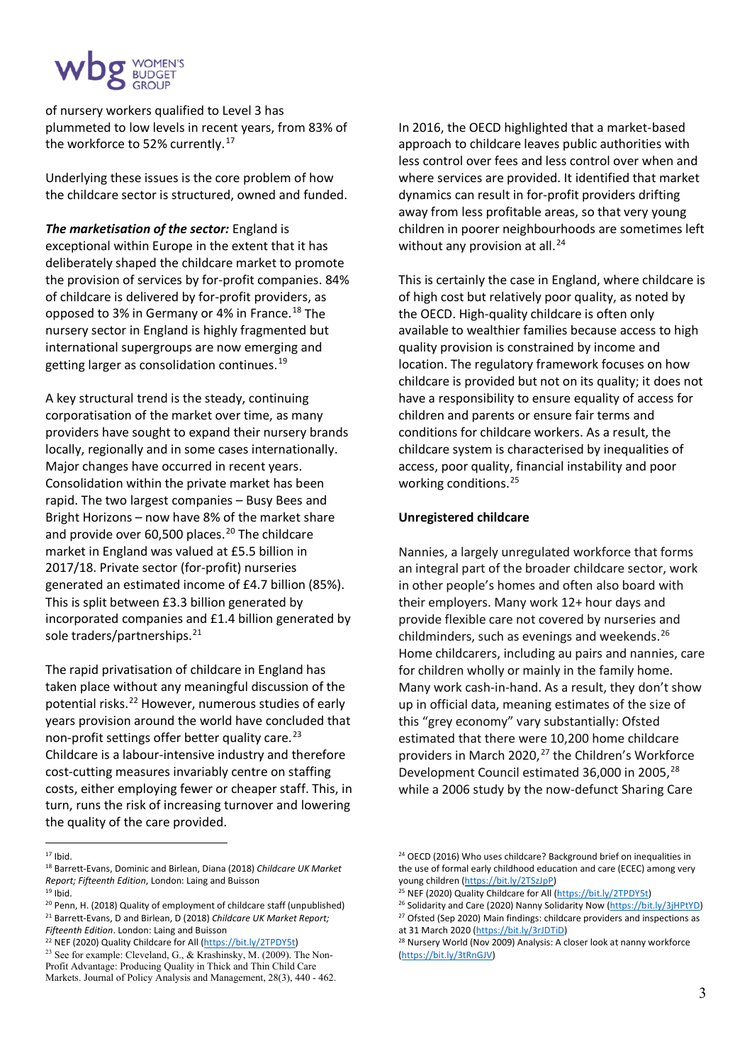of nursery workers qualified to Level 3 has plummeted to low levels in recent years, from 83% of the workforce to 52% currently.[17]

Underlying these issues is the core problem of how the childcare sector is structured, owned and funded.

***The marketisation of the sector:*** England is exceptional within Europe in the extent that it has deliberately shaped the childcare market to promote the provision of services by for-profit companies. 84% of childcare is delivered by for-profit providers, as opposed to 3% in Germany or 4% in France.[18] The nursery sector in England is highly fragmented but international supergroups are now emerging and getting larger as consolidation continues.[19]

A key structural trend is the steady, continuing corporatisation of the market over time, as many providers have sought to expand their nursery brands locally, regionally and in some cases internationally. Major changes have occurred in recent years. Consolidation within the private market has been rapid. The two largest companies – Busy Bees and Bright Horizons – now have 8% of the market share and provide over 60,500 places.[20] The childcare market in England was valued at £5.5 billion in 2017/18. Private sector (for-profit) nurseries generated an estimated income of £4.7 billion (85%). This is split between £3.3 billion generated by incorporated companies and £1.4 billion generated by sole traders/partnerships.[21]

The rapid privatisation of childcare in England has taken place without any meaningful discussion of the potential risks.[22] However, numerous studies of early years provision around the world have concluded that non-profit settings offer better quality care.[23] Childcare is a labour-intensive industry and therefore cost-cutting measures invariably centre on staffing costs, either employing fewer or cheaper staff. This, in turn, runs the risk of increasing turnover and lowering the quality of the care provided.

In 2016, the OECD highlighted that a market-based approach to childcare leaves public authorities with less control over fees and less control over when and where services are provided. It identified that market dynamics can result in for-profit providers drifting away from less profitable areas, so that very young children in poorer neighbourhoods are sometimes left without any provision at all.[24]

This is certainly the case in England, where childcare is of high cost but relatively poor quality, as noted by the OECD. High-quality childcare is often only available to wealthier families because access to high quality provision is constrained by income and location. The regulatory framework focuses on how childcare is provided but not on its quality; it does not have a responsibility to ensure equality of access for children and parents or ensure fair terms and conditions for childcare workers. As a result, the childcare system is characterised by inequalities of access, poor quality, financial instability and poor working conditions.[25]

## Unregistered childcare

Nannies, a largely unregulated workforce that forms an integral part of the broader childcare sector, work in other people's homes and often also board with their employers. Many work 12+ hour days and provide flexible care not covered by nurseries and childminders, such as evenings and weekends.[26] Home childcarers, including au pairs and nannies, care for children wholly or mainly in the family home. Many work cash-in-hand. As a result, they don't show up in official data, meaning estimates of the size of this "grey economy" vary substantially: Ofsted estimated that there were 10,200 home childcare providers in March 2020,[27] the Children's Workforce Development Council estimated 36,000 in 2005,[28] while a 2006 study by the now-defunct Sharing Care

---

[17] Ibid.

[18] Barrett-Evans, Dominic and Birlean, Diana (2018) *Childcare UK Market Report; Fifteenth Edition*, London: Laing and Buisson

[19] Ibid.

[20] Penn, H. (2018) Quality of employment of childcare staff (unpublished)

[21] Barrett-Evans, D and Birlean, D (2018) *Childcare UK Market Report; Fifteenth Edition*. London: Laing and Buisson

[22] NEF (2020) Quality Childcare for All (https://bit.ly/2TPDY5t)

[23] See for example: Cleveland, G., & Krashinsky, M. (2009). The Non-Profit Advantage: Producing Quality in Thick and Thin Child Care Markets. Journal of Policy Analysis and Management, 28(3), 440 - 462.

[24] OECD (2016) Who uses childcare? Background brief on inequalities in the use of formal early childhood education and care (ECEC) among very young children (https://bit.ly/2TSzJpP)

[25] NEF (2020) Quality Childcare for All (https://bit.ly/2TPDY5t)

[26] Solidarity and Care (2020) Nanny Solidarity Now (https://bit.ly/3jHPtYD)

[27] Ofsted (Sep 2020) Main findings: childcare providers and inspections as at 31 March 2020 (https://bit.ly/3rJDTiD)

[28] Nursery World (Nov 2009) Analysis: A closer look at nanny workforce (https://bit.ly/3tRnGJV)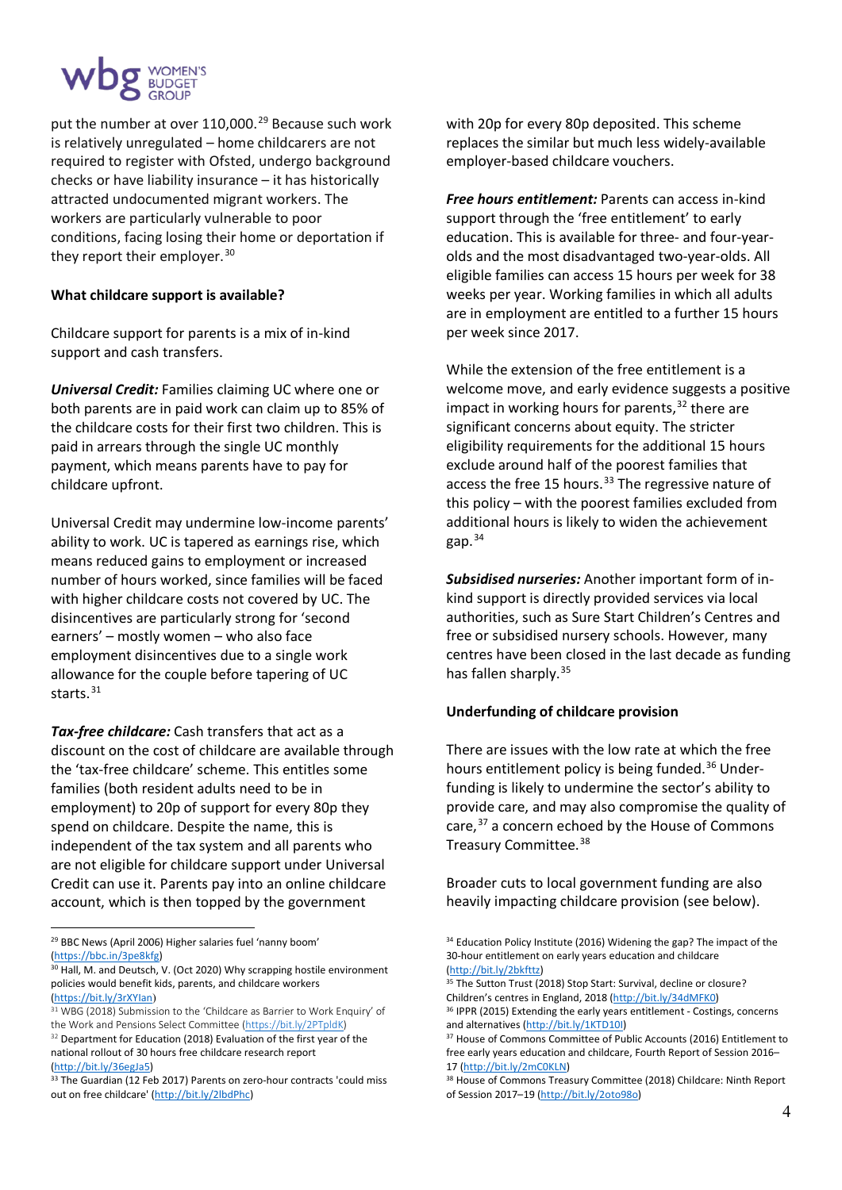put the number at over 110,000.[29] Because such work is relatively unregulated – home childcarers are not required to register with Ofsted, undergo background checks or have liability insurance – it has historically attracted undocumented migrant workers. The workers are particularly vulnerable to poor conditions, facing losing their home or deportation if they report their employer.[30]

**What childcare support is available?**

Childcare support for parents is a mix of in-kind support and cash transfers.

***Universal Credit:*** Families claiming UC where one or both parents are in paid work can claim up to 85% of the childcare costs for their first two children. This is paid in arrears through the single UC monthly payment, which means parents have to pay for childcare upfront.

Universal Credit may undermine low-income parents' ability to work. UC is tapered as earnings rise, which means reduced gains to employment or increased number of hours worked, since families will be faced with higher childcare costs not covered by UC. The disincentives are particularly strong for 'second earners' – mostly women – who also face employment disincentives due to a single work allowance for the couple before tapering of UC starts.[31]

***Tax-free childcare:*** Cash transfers that act as a discount on the cost of childcare are available through the 'tax-free childcare' scheme. This entitles some families (both resident adults need to be in employment) to 20p of support for every 80p they spend on childcare. Despite the name, this is independent of the tax system and all parents who are not eligible for childcare support under Universal Credit can use it. Parents pay into an online childcare account, which is then topped by the government with 20p for every 80p deposited. This scheme replaces the similar but much less widely-available employer-based childcare vouchers.

***Free hours entitlement:*** Parents can access in-kind support through the 'free entitlement' to early education. This is available for three- and four-year-olds and the most disadvantaged two-year-olds. All eligible families can access 15 hours per week for 38 weeks per year. Working families in which all adults are in employment are entitled to a further 15 hours per week since 2017.

While the extension of the free entitlement is a welcome move, and early evidence suggests a positive impact in working hours for parents,[32] there are significant concerns about equity. The stricter eligibility requirements for the additional 15 hours exclude around half of the poorest families that access the free 15 hours.[33] The regressive nature of this policy – with the poorest families excluded from additional hours is likely to widen the achievement gap.[34]

***Subsidised nurseries:*** Another important form of in-kind support is directly provided services via local authorities, such as Sure Start Children's Centres and free or subsidised nursery schools. However, many centres have been closed in the last decade as funding has fallen sharply.[35]

**Underfunding of childcare provision**

There are issues with the low rate at which the free hours entitlement policy is being funded.[36] Under-funding is likely to undermine the sector's ability to provide care, and may also compromise the quality of care,[37] a concern echoed by the House of Commons Treasury Committee.[38]

Broader cuts to local government funding are also heavily impacting childcare provision (see below).

---

[29] BBC News (April 2006) Higher salaries fuel 'nanny boom' (https://bbc.in/3pe8kfg)

[30] Hall, M. and Deutsch, V. (Oct 2020) Why scrapping hostile environment policies would benefit kids, parents, and childcare workers (https://bit.ly/3rXYIan)

[31] WBG (2018) Submission to the 'Childcare as Barrier to Work Enquiry' of the Work and Pensions Select Committee (https://bit.ly/2PTpldK)

[32] Department for Education (2018) Evaluation of the first year of the national rollout of 30 hours free childcare research report (http://bit.ly/36egJa5)

[33] The Guardian (12 Feb 2017) Parents on zero-hour contracts 'could miss out on free childcare' (http://bit.ly/2lbdPhc)

[34] Education Policy Institute (2016) Widening the gap? The impact of the 30-hour entitlement on early years education and childcare (http://bit.ly/2bkfttz)

[35] The Sutton Trust (2018) Stop Start: Survival, decline or closure? Children's centres in England, 2018 (http://bit.ly/34dMFK0)

[36] IPPR (2015) Extending the early years entitlement - Costings, concerns and alternatives (http://bit.ly/1KTD10I)

[37] House of Commons Committee of Public Accounts (2016) Entitlement to free early years education and childcare, Fourth Report of Session 2016–17 (http://bit.ly/2mC0KLN)

[38] House of Commons Treasury Committee (2018) Childcare: Ninth Report of Session 2017–19 (http://bit.ly/2oto98o)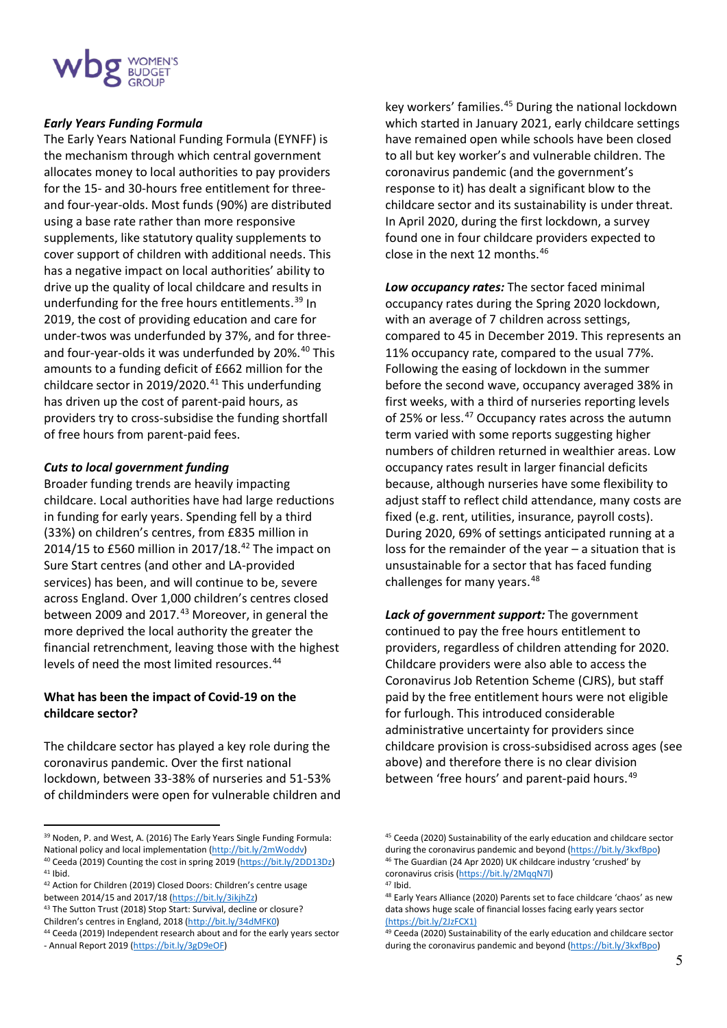***Early Years Funding Formula***

The Early Years National Funding Formula (EYNFF) is the mechanism through which central government allocates money to local authorities to pay providers for the 15- and 30-hours free entitlement for three- and four-year-olds. Most funds (90%) are distributed using a base rate rather than more responsive supplements, like statutory quality supplements to cover support of children with additional needs. This has a negative impact on local authorities' ability to drive up the quality of local childcare and results in underfunding for the free hours entitlements.[39] In 2019, the cost of providing education and care for under-twos was underfunded by 37%, and for three- and four-year-olds it was underfunded by 20%.[40] This amounts to a funding deficit of £662 million for the childcare sector in 2019/2020.[41] This underfunding has driven up the cost of parent-paid hours, as providers try to cross-subsidise the funding shortfall of free hours from parent-paid fees.

***Cuts to local government funding***

Broader funding trends are heavily impacting childcare. Local authorities have had large reductions in funding for early years. Spending fell by a third (33%) on children's centres, from £835 million in 2014/15 to £560 million in 2017/18.[42] The impact on Sure Start centres (and other and LA-provided services) has been, and will continue to be, severe across England. Over 1,000 children's centres closed between 2009 and 2017.[43] Moreover, in general the more deprived the local authority the greater the financial retrenchment, leaving those with the highest levels of need the most limited resources.[44]

**What has been the impact of Covid-19 on the childcare sector?**

The childcare sector has played a key role during the coronavirus pandemic. Over the first national lockdown, between 33-38% of nurseries and 51-53% of childminders were open for vulnerable children and key workers' families.[45] During the national lockdown which started in January 2021, early childcare settings have remained open while schools have been closed to all but key worker's and vulnerable children. The coronavirus pandemic (and the government's response to it) has dealt a significant blow to the childcare sector and its sustainability is under threat. In April 2020, during the first lockdown, a survey found one in four childcare providers expected to close in the next 12 months.[46]

***Low occupancy rates:*** The sector faced minimal occupancy rates during the Spring 2020 lockdown, with an average of 7 children across settings, compared to 45 in December 2019. This represents an 11% occupancy rate, compared to the usual 77%. Following the easing of lockdown in the summer before the second wave, occupancy averaged 38% in first weeks, with a third of nurseries reporting levels of 25% or less.[47] Occupancy rates across the autumn term varied with some reports suggesting higher numbers of children returned in wealthier areas. Low occupancy rates result in larger financial deficits because, although nurseries have some flexibility to adjust staff to reflect child attendance, many costs are fixed (e.g. rent, utilities, insurance, payroll costs). During 2020, 69% of settings anticipated running at a loss for the remainder of the year – a situation that is unsustainable for a sector that has faced funding challenges for many years.[48]

***Lack of government support:*** The government continued to pay the free hours entitlement to providers, regardless of children attending for 2020. Childcare providers were also able to access the Coronavirus Job Retention Scheme (CJRS), but staff paid by the free entitlement hours were not eligible for furlough. This introduced considerable administrative uncertainty for providers since childcare provision is cross-subsidised across ages (see above) and therefore there is no clear division between 'free hours' and parent-paid hours.[49]

---

[39] Noden, P. and West, A. (2016) The Early Years Single Funding Formula: National policy and local implementation (http://bit.ly/2mWoddv)

[40] Ceeda (2019) Counting the cost in spring 2019 (https://bit.ly/2DD13Dz)

[41] Ibid.

[42] Action for Children (2019) Closed Doors: Children's centre usage between 2014/15 and 2017/18 (https://bit.ly/3ikjhZz)

[43] The Sutton Trust (2018) Stop Start: Survival, decline or closure? Children's centres in England, 2018 (http://bit.ly/34dMFK0)

[44] Ceeda (2019) Independent research about and for the early years sector - Annual Report 2019 (https://bit.ly/3gD9eOF)

[45] Ceeda (2020) Sustainability of the early education and childcare sector during the coronavirus pandemic and beyond (https://bit.ly/3kxfBpo)

[46] The Guardian (24 Apr 2020) UK childcare industry 'crushed' by coronavirus crisis (https://bit.ly/2MqqN7l)

[47] Ibid.

[48] Early Years Alliance (2020) Parents set to face childcare 'chaos' as new data shows huge scale of financial losses facing early years sector (https://bit.ly/2JzFCX1)

[49] Ceeda (2020) Sustainability of the early education and childcare sector during the coronavirus pandemic and beyond (https://bit.ly/3kxfBpo)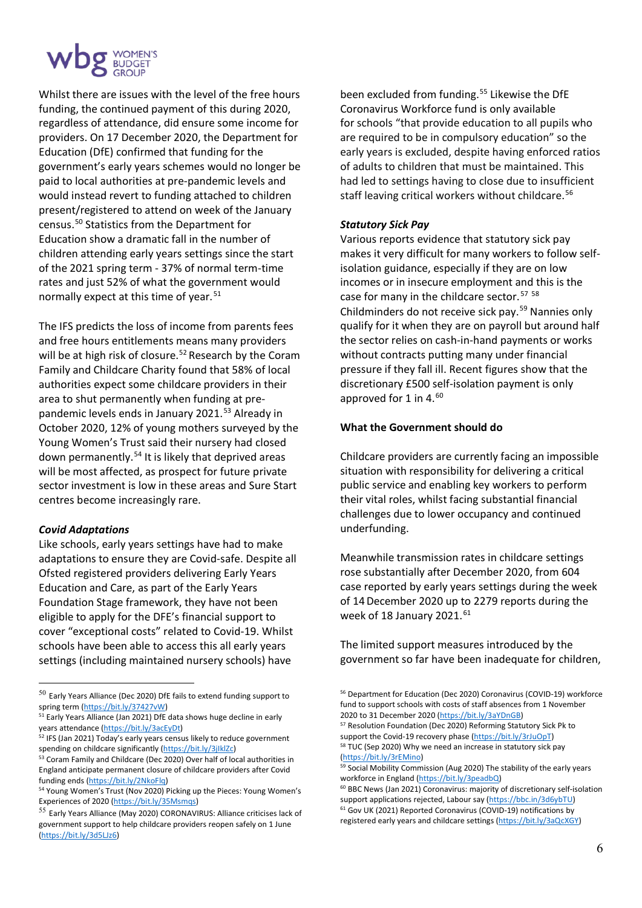Whilst there are issues with the level of the free hours funding, the continued payment of this during 2020, regardless of attendance, did ensure some income for providers. On 17 December 2020, the Department for Education (DfE) confirmed that funding for the government's early years schemes would no longer be paid to local authorities at pre-pandemic levels and would instead revert to funding attached to children present/registered to attend on week of the January census.[50] Statistics from the Department for Education show a dramatic fall in the number of children attending early years settings since the start of the 2021 spring term - 37% of normal term-time rates and just 52% of what the government would normally expect at this time of year.[51]

The IFS predicts the loss of income from parents fees and free hours entitlements means many providers will be at high risk of closure.[52] Research by the Coram Family and Childcare Charity found that 58% of local authorities expect some childcare providers in their area to shut permanently when funding at pre-pandemic levels ends in January 2021.[53] Already in October 2020, 12% of young mothers surveyed by the Young Women's Trust said their nursery had closed down permanently.[54] It is likely that deprived areas will be most affected, as prospect for future private sector investment is low in these areas and Sure Start centres become increasingly rare.

***Covid Adaptations***

Like schools, early years settings have had to make adaptations to ensure they are Covid-safe. Despite all Ofsted registered providers delivering Early Years Education and Care, as part of the Early Years Foundation Stage framework, they have not been eligible to apply for the DFE's financial support to cover "exceptional costs" related to Covid-19. Whilst schools have been able to access this all early years settings (including maintained nursery schools) have been excluded from funding.[55] Likewise the DfE Coronavirus Workforce fund is only available for schools "that provide education to all pupils who are required to be in compulsory education" so the early years is excluded, despite having enforced ratios of adults to children that must be maintained. This had led to settings having to close due to insufficient staff leaving critical workers without childcare.[56]

***Statutory Sick Pay***

Various reports evidence that statutory sick pay makes it very difficult for many workers to follow self-isolation guidance, especially if they are on low incomes or in insecure employment and this is the case for many in the childcare sector.[57] [58] Childminders do not receive sick pay.[59] Nannies only qualify for it when they are on payroll but around half the sector relies on cash-in-hand payments or works without contracts putting many under financial pressure if they fall ill. Recent figures show that the discretionary £500 self-isolation payment is only approved for 1 in 4.[60]

**What the Government should do**

Childcare providers are currently facing an impossible situation with responsibility for delivering a critical public service and enabling key workers to perform their vital roles, whilst facing substantial financial challenges due to lower occupancy and continued underfunding.

Meanwhile transmission rates in childcare settings rose substantially after December 2020, from 604 case reported by early years settings during the week of 14 December 2020 up to 2279 reports during the week of 18 January 2021.[61]

The limited support measures introduced by the government so far have been inadequate for children,

---

[50] Early Years Alliance (Dec 2020) DfE fails to extend funding support to spring term (https://bit.ly/37427vW)
[51] Early Years Alliance (Jan 2021) DfE data shows huge decline in early years attendance (https://bit.ly/3acEyDt)
[52] IFS (Jan 2021) Today's early years census likely to reduce government spending on childcare significantly (https://bit.ly/3jIklZc)
[53] Coram Family and Childcare (Dec 2020) Over half of local authorities in England anticipate permanent closure of childcare providers after Covid funding ends (https://bit.ly/2NkoFlq)
[54] Young Women's Trust (Nov 2020) Picking up the Pieces: Young Women's Experiences of 2020 (https://bit.ly/35Msmqs)
[55] Early Years Alliance (May 2020) CORONAVIRUS: Alliance criticises lack of government support to help childcare providers reopen safely on 1 June (https://bit.ly/3d5LJz6)
[56] Department for Education (Dec 2020) Coronavirus (COVID-19) workforce fund to support schools with costs of staff absences from 1 November 2020 to 31 December 2020 (https://bit.ly/3aYDnGB)
[57] Resolution Foundation (Dec 2020) Reforming Statutory Sick Pk to support the Covid-19 recovery phase (https://bit.ly/3rJuOpT)
[58] TUC (Sep 2020) Why we need an increase in statutory sick pay (https://bit.ly/3rEMino)
[59] Social Mobility Commission (Aug 2020) The stability of the early years workforce in England (https://bit.ly/3peadbQ)
[60] BBC News (Jan 2021) Coronavirus: majority of discretionary self-isolation support applications rejected, Labour say (https://bbc.in/3d6ybTU)
[61] Gov UK (2021) Reported Coronavirus (COVID-19) notifications by registered early years and childcare settings (https://bit.ly/3aQcXGY)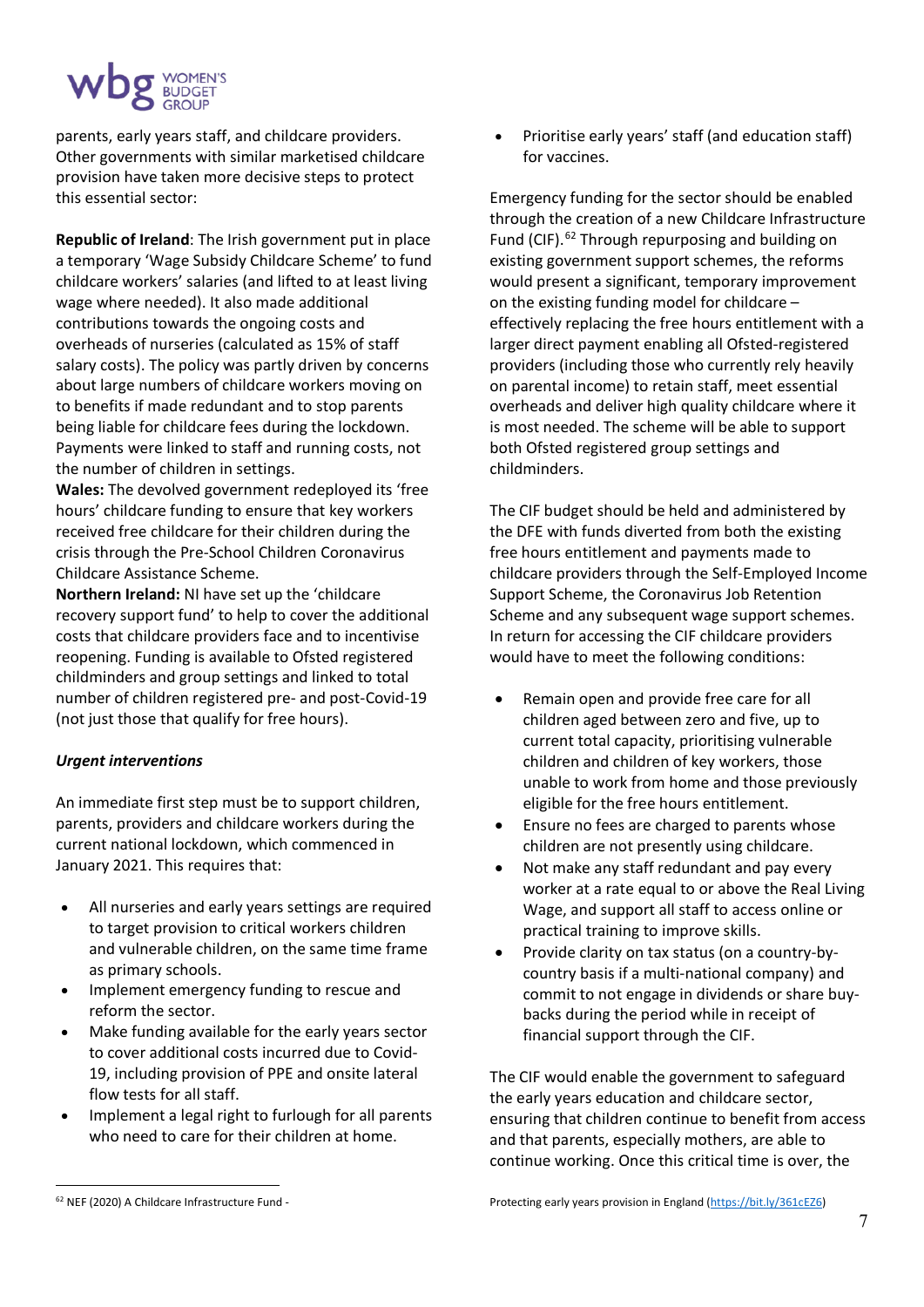parents, early years staff, and childcare providers. Other governments with similar marketised childcare provision have taken more decisive steps to protect this essential sector:

**Republic of Ireland**: The Irish government put in place a temporary 'Wage Subsidy Childcare Scheme' to fund childcare workers' salaries (and lifted to at least living wage where needed). It also made additional contributions towards the ongoing costs and overheads of nurseries (calculated as 15% of staff salary costs). The policy was partly driven by concerns about large numbers of childcare workers moving on to benefits if made redundant and to stop parents being liable for childcare fees during the lockdown. Payments were linked to staff and running costs, not the number of children in settings.

**Wales:** The devolved government redeployed its 'free hours' childcare funding to ensure that key workers received free childcare for their children during the crisis through the Pre-School Children Coronavirus Childcare Assistance Scheme.

**Northern Ireland:** NI have set up the 'childcare recovery support fund' to help to cover the additional costs that childcare providers face and to incentivise reopening. Funding is available to Ofsted registered childminders and group settings and linked to total number of children registered pre- and post-Covid-19 (not just those that qualify for free hours).

***Urgent interventions***

An immediate first step must be to support children, parents, providers and childcare workers during the current national lockdown, which commenced in January 2021. This requires that:

- All nurseries and early years settings are required to target provision to critical workers children and vulnerable children, on the same time frame as primary schools.
- Implement emergency funding to rescue and reform the sector.
- Make funding available for the early years sector to cover additional costs incurred due to Covid-19, including provision of PPE and onsite lateral flow tests for all staff.
- Implement a legal right to furlough for all parents who need to care for their children at home.
- Prioritise early years' staff (and education staff) for vaccines.

Emergency funding for the sector should be enabled through the creation of a new Childcare Infrastructure Fund (CIF).[62] Through repurposing and building on existing government support schemes, the reforms would present a significant, temporary improvement on the existing funding model for childcare – effectively replacing the free hours entitlement with a larger direct payment enabling all Ofsted-registered providers (including those who currently rely heavily on parental income) to retain staff, meet essential overheads and deliver high quality childcare where it is most needed. The scheme will be able to support both Ofsted registered group settings and childminders.

The CIF budget should be held and administered by the DFE with funds diverted from both the existing free hours entitlement and payments made to childcare providers through the Self-Employed Income Support Scheme, the Coronavirus Job Retention Scheme and any subsequent wage support schemes. In return for accessing the CIF childcare providers would have to meet the following conditions:

- Remain open and provide free care for all children aged between zero and five, up to current total capacity, prioritising vulnerable children and children of key workers, those unable to work from home and those previously eligible for the free hours entitlement.
- Ensure no fees are charged to parents whose children are not presently using childcare.
- Not make any staff redundant and pay every worker at a rate equal to or above the Real Living Wage, and support all staff to access online or practical training to improve skills.
- Provide clarity on tax status (on a country-by-country basis if a multi-national company) and commit to not engage in dividends or share buy-backs during the period while in receipt of financial support through the CIF.

The CIF would enable the government to safeguard the early years education and childcare sector, ensuring that children continue to benefit from access and that parents, especially mothers, are able to continue working. Once this critical time is over, the

---

[62] NEF (2020) A Childcare Infrastructure Fund - Protecting early years provision in England (https://bit.ly/361cEZ6)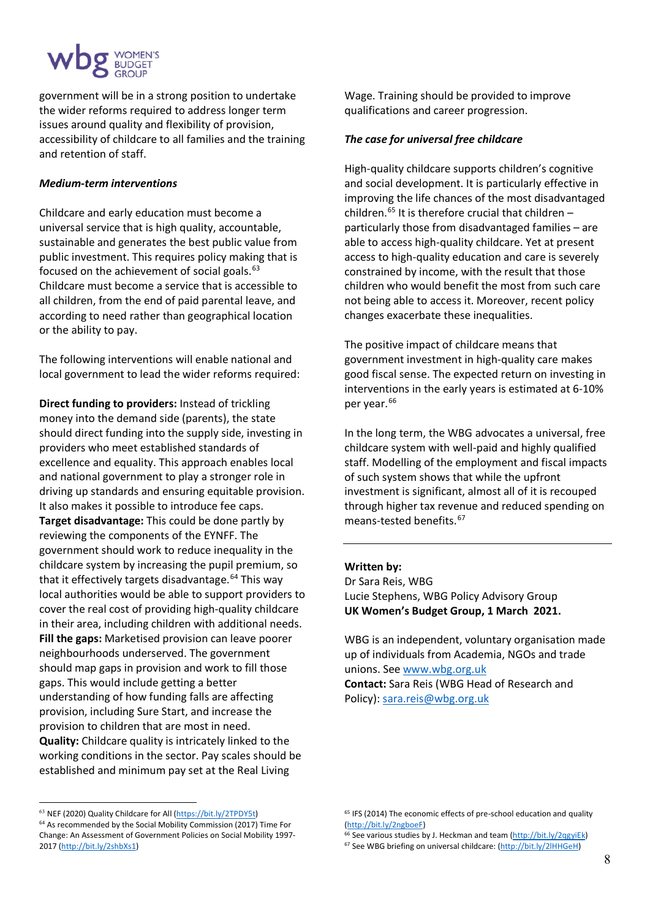government will be in a strong position to undertake the wider reforms required to address longer term issues around quality and flexibility of provision, accessibility of childcare to all families and the training and retention of staff.

### *Medium-term interventions*

Childcare and early education must become a universal service that is high quality, accountable, sustainable and generates the best public value from public investment. This requires policy making that is focused on the achievement of social goals.[63] Childcare must become a service that is accessible to all children, from the end of paid parental leave, and according to need rather than geographical location or the ability to pay.

The following interventions will enable national and local government to lead the wider reforms required:

**Direct funding to providers:** Instead of trickling money into the demand side (parents), the state should direct funding into the supply side, investing in providers who meet established standards of excellence and equality. This approach enables local and national government to play a stronger role in driving up standards and ensuring equitable provision. It also makes it possible to introduce fee caps.
**Target disadvantage:** This could be done partly by reviewing the components of the EYNFF. The government should work to reduce inequality in the childcare system by increasing the pupil premium, so that it effectively targets disadvantage.[64] This way local authorities would be able to support providers to cover the real cost of providing high-quality childcare in their area, including children with additional needs.
**Fill the gaps:** Marketised provision can leave poorer neighbourhoods underserved. The government should map gaps in provision and work to fill those gaps. This would include getting a better understanding of how funding falls are affecting provision, including Sure Start, and increase the provision to children that are most in need.
**Quality:** Childcare quality is intricately linked to the working conditions in the sector. Pay scales should be established and minimum pay set at the Real Living Wage. Training should be provided to improve qualifications and career progression.

### *The case for universal free childcare*

High-quality childcare supports children's cognitive and social development. It is particularly effective in improving the life chances of the most disadvantaged children.[65] It is therefore crucial that children – particularly those from disadvantaged families – are able to access high-quality childcare. Yet at present access to high-quality education and care is severely constrained by income, with the result that those children who would benefit the most from such care not being able to access it. Moreover, recent policy changes exacerbate these inequalities.

The positive impact of childcare means that government investment in high-quality care makes good fiscal sense. The expected return on investing in interventions in the early years is estimated at 6-10% per year.[66]

In the long term, the WBG advocates a universal, free childcare system with well-paid and highly qualified staff. Modelling of the employment and fiscal impacts of such system shows that while the upfront investment is significant, almost all of it is recouped through higher tax revenue and reduced spending on means-tested benefits.[67]

---

**Written by:**
Dr Sara Reis, WBG
Lucie Stephens, WBG Policy Advisory Group
**UK Women's Budget Group, 1 March 2021.**

WBG is an independent, voluntary organisation made up of individuals from Academia, NGOs and trade unions. See [www.wbg.org.uk](www.wbg.org.uk)
**Contact:** Sara Reis (WBG Head of Research and Policy): [sara.reis@wbg.org.uk](mailto:sara.reis@wbg.org.uk)

---

[63] NEF (2020) Quality Childcare for All (https://bit.ly/2TPDY5t)
[64] As recommended by the Social Mobility Commission (2017) Time For Change: An Assessment of Government Policies on Social Mobility 1997-2017 (http://bit.ly/2shbXs1)
[65] IFS (2014) The economic effects of pre-school education and quality (http://bit.ly/2ngboeF)
[66] See various studies by J. Heckman and team (http://bit.ly/2qgyiEk)
[67] See WBG briefing on universal childcare: (http://bit.ly/2lHHGeH)